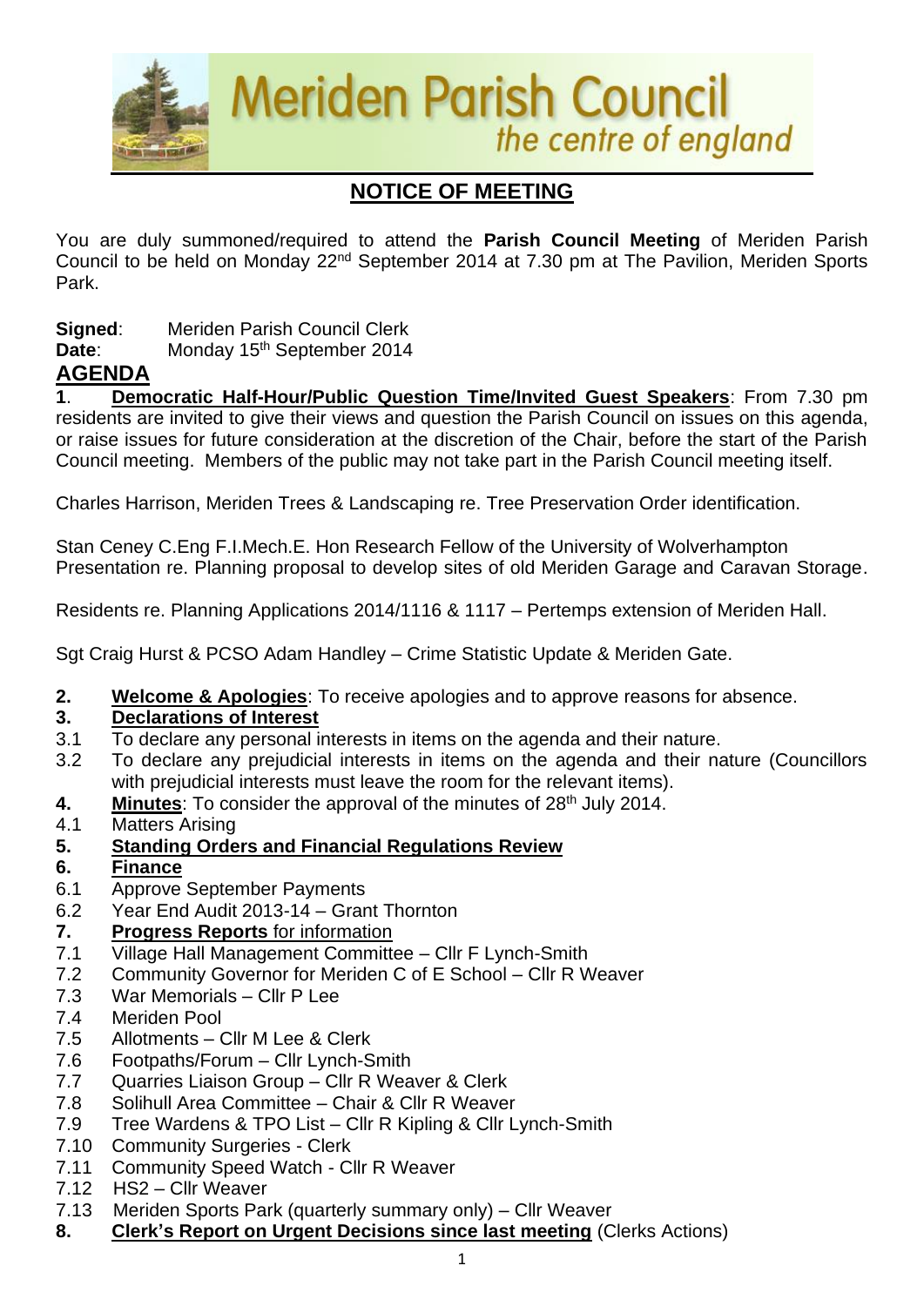Meriden Parish Council
*the centre of england*

# NOTICE OF MEETING

You are duly summoned/required to attend the **Parish Council Meeting** of Meriden Parish Council to be held on Monday 22nd September 2014 at 7.30 pm at The Pavilion, Meriden Sports Park.

**Signed**: Meriden Parish Council Clerk
**Date**: Monday 15th September 2014

## AGENDA

**1**. **Democratic Half-Hour/Public Question Time/Invited Guest Speakers**: From 7.30 pm residents are invited to give their views and question the Parish Council on issues on this agenda, or raise issues for future consideration at the discretion of the Chair, before the start of the Parish Council meeting. Members of the public may not take part in the Parish Council meeting itself.

Charles Harrison, Meriden Trees & Landscaping re. Tree Preservation Order identification.

Stan Ceney C.Eng F.I.Mech.E. Hon Research Fellow of the University of Wolverhampton Presentation re. Planning proposal to develop sites of old Meriden Garage and Caravan Storage.

Residents re. Planning Applications 2014/1116 & 1117 – Pertemps extension of Meriden Hall.

Sgt Craig Hurst & PCSO Adam Handley – Crime Statistic Update & Meriden Gate.

**2. Welcome & Apologies**: To receive apologies and to approve reasons for absence.

**3. Declarations of Interest**

3.1 To declare any personal interests in items on the agenda and their nature.

3.2 To declare any prejudicial interests in items on the agenda and their nature (Councillors with prejudicial interests must leave the room for the relevant items).

**4. Minutes**: To consider the approval of the minutes of 28th July 2014.

4.1 Matters Arising

**5. Standing Orders and Financial Regulations Review**

**6. Finance**

6.1 Approve September Payments

6.2 Year End Audit 2013-14 – Grant Thornton

**7. Progress Reports** for information

7.1 Village Hall Management Committee – Cllr F Lynch-Smith

7.2 Community Governor for Meriden C of E School – Cllr R Weaver

7.3 War Memorials – Cllr P Lee

7.4 Meriden Pool

7.5 Allotments – Cllr M Lee & Clerk

7.6 Footpaths/Forum – Cllr Lynch-Smith

7.7 Quarries Liaison Group – Cllr R Weaver & Clerk

7.8 Solihull Area Committee – Chair & Cllr R Weaver

7.9 Tree Wardens & TPO List – Cllr R Kipling & Cllr Lynch-Smith

7.10 Community Surgeries - Clerk

7.11 Community Speed Watch - Cllr R Weaver

7.12 HS2 – Cllr Weaver

7.13 Meriden Sports Park (quarterly summary only) – Cllr Weaver

**8. Clerk's Report on Urgent Decisions since last meeting** (Clerks Actions)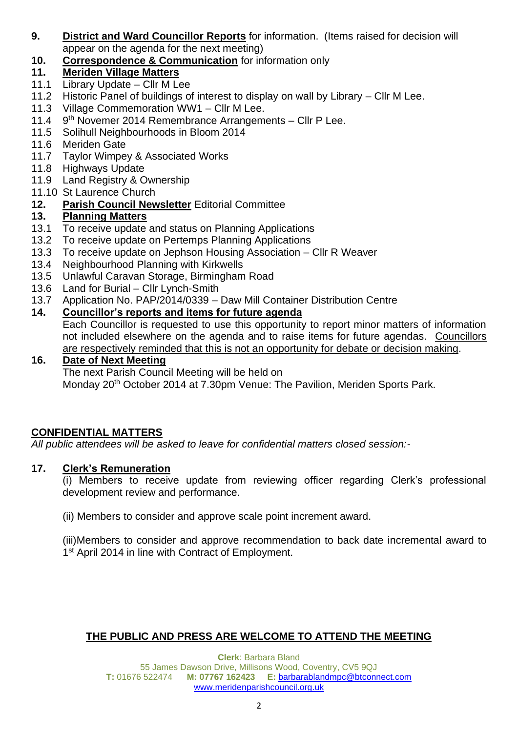**9.** **District and Ward Councillor Reports** for information. (Items raised for decision will appear on the agenda for the next meeting)

**10.** **Correspondence & Communication** for information only

**11.** **Meriden Village Matters**

11.1 Library Update – Cllr M Lee
11.2 Historic Panel of buildings of interest to display on wall by Library – Cllr M Lee.
11.3 Village Commemoration WW1 – Cllr M Lee.
11.4 9th Novemer 2014 Remembrance Arrangements – Cllr P Lee.
11.5 Solihull Neighbourhoods in Bloom 2014
11.6 Meriden Gate
11.7 Taylor Wimpey & Associated Works
11.8 Highways Update
11.9 Land Registry & Ownership
11.10 St Laurence Church

**12.** **Parish Council Newsletter** Editorial Committee

**13.** **Planning Matters**

13.1 To receive update and status on Planning Applications
13.2 To receive update on Pertemps Planning Applications
13.3 To receive update on Jephson Housing Association – Cllr R Weaver
13.4 Neighbourhood Planning with Kirkwells
13.5 Unlawful Caravan Storage, Birmingham Road
13.6 Land for Burial – Cllr Lynch-Smith
13.7 Application No. PAP/2014/0339 – Daw Mill Container Distribution Centre

**14.** **Councillor's reports and items for future agenda**

Each Councillor is requested to use this opportunity to report minor matters of information not included elsewhere on the agenda and to raise items for future agendas. Councillors are respectively reminded that this is not an opportunity for debate or decision making.

**16.** **Date of Next Meeting**

The next Parish Council Meeting will be held on
Monday 20th October 2014 at 7.30pm Venue: The Pavilion, Meriden Sports Park.

**CONFIDENTIAL MATTERS**

*All public attendees will be asked to leave for confidential matters closed session:-*

**17.** **Clerk's Remuneration**

(i) Members to receive update from reviewing officer regarding Clerk's professional development review and performance.

(ii) Members to consider and approve scale point increment award.

(iii)Members to consider and approve recommendation to back date incremental award to 1st April 2014 in line with Contract of Employment.

**THE PUBLIC AND PRESS ARE WELCOME TO ATTEND THE MEETING**

**Clerk**: Barbara Bland
55 James Dawson Drive, Millisons Wood, Coventry, CV5 9QJ
**T:** 01676 522474 **M: 07767 162423** **E:** barbarablandmpc@btconnect.com
www.meridenparishcouncil.org.uk